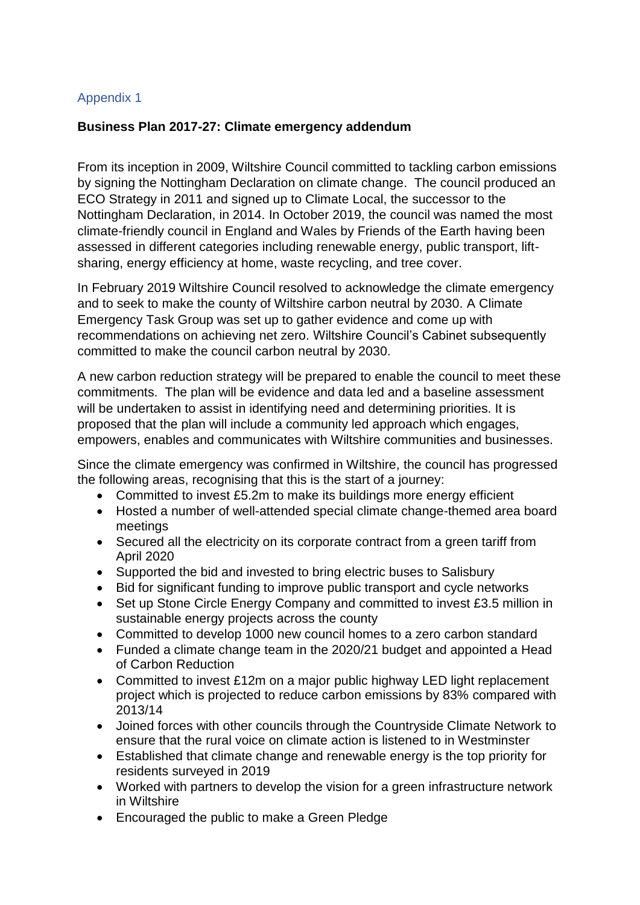Appendix 1

**Business Plan 2017-27: Climate emergency addendum**

From its inception in 2009, Wiltshire Council committed to tackling carbon emissions by signing the Nottingham Declaration on climate change. The council produced an ECO Strategy in 2011 and signed up to Climate Local, the successor to the Nottingham Declaration, in 2014. In October 2019, the council was named the most climate-friendly council in England and Wales by Friends of the Earth having been assessed in different categories including renewable energy, public transport, lift-sharing, energy efficiency at home, waste recycling, and tree cover.

In February 2019 Wiltshire Council resolved to acknowledge the climate emergency and to seek to make the county of Wiltshire carbon neutral by 2030. A Climate Emergency Task Group was set up to gather evidence and come up with recommendations on achieving net zero. Wiltshire Council's Cabinet subsequently committed to make the council carbon neutral by 2030.

A new carbon reduction strategy will be prepared to enable the council to meet these commitments. The plan will be evidence and data led and a baseline assessment will be undertaken to assist in identifying need and determining priorities. It is proposed that the plan will include a community led approach which engages, empowers, enables and communicates with Wiltshire communities and businesses.

Since the climate emergency was confirmed in Wiltshire, the council has progressed the following areas, recognising that this is the start of a journey:

- Committed to invest £5.2m to make its buildings more energy efficient
- Hosted a number of well-attended special climate change-themed area board meetings
- Secured all the electricity on its corporate contract from a green tariff from April 2020
- Supported the bid and invested to bring electric buses to Salisbury
- Bid for significant funding to improve public transport and cycle networks
- Set up Stone Circle Energy Company and committed to invest £3.5 million in sustainable energy projects across the county
- Committed to develop 1000 new council homes to a zero carbon standard
- Funded a climate change team in the 2020/21 budget and appointed a Head of Carbon Reduction
- Committed to invest £12m on a major public highway LED light replacement project which is projected to reduce carbon emissions by 83% compared with 2013/14
- Joined forces with other councils through the Countryside Climate Network to ensure that the rural voice on climate action is listened to in Westminster
- Established that climate change and renewable energy is the top priority for residents surveyed in 2019
- Worked with partners to develop the vision for a green infrastructure network in Wiltshire
- Encouraged the public to make a Green Pledge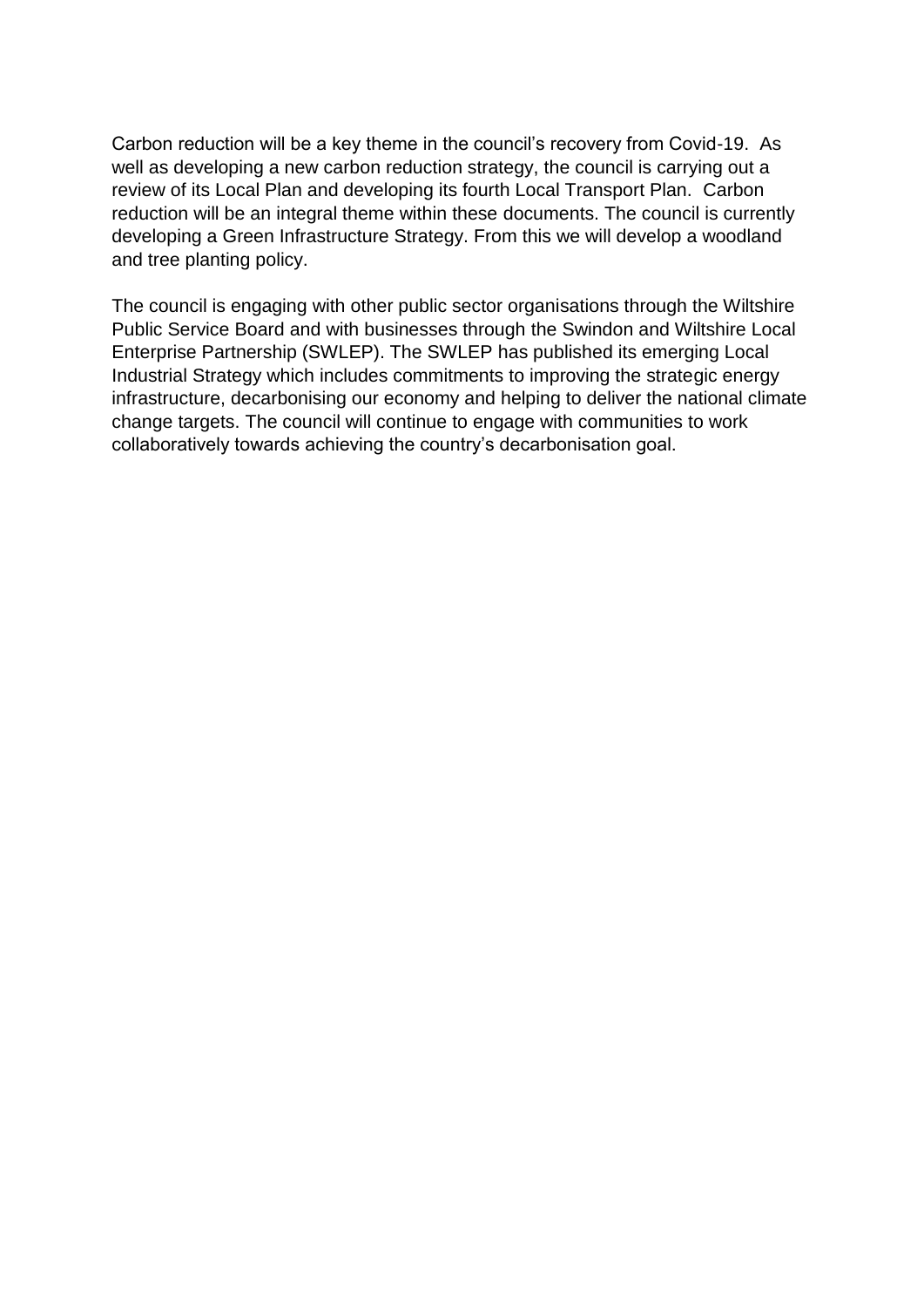Carbon reduction will be a key theme in the council's recovery from Covid-19. As well as developing a new carbon reduction strategy, the council is carrying out a review of its Local Plan and developing its fourth Local Transport Plan. Carbon reduction will be an integral theme within these documents. The council is currently developing a Green Infrastructure Strategy. From this we will develop a woodland and tree planting policy.

The council is engaging with other public sector organisations through the Wiltshire Public Service Board and with businesses through the Swindon and Wiltshire Local Enterprise Partnership (SWLEP). The SWLEP has published its emerging Local Industrial Strategy which includes commitments to improving the strategic energy infrastructure, decarbonising our economy and helping to deliver the national climate change targets. The council will continue to engage with communities to work collaboratively towards achieving the country's decarbonisation goal.